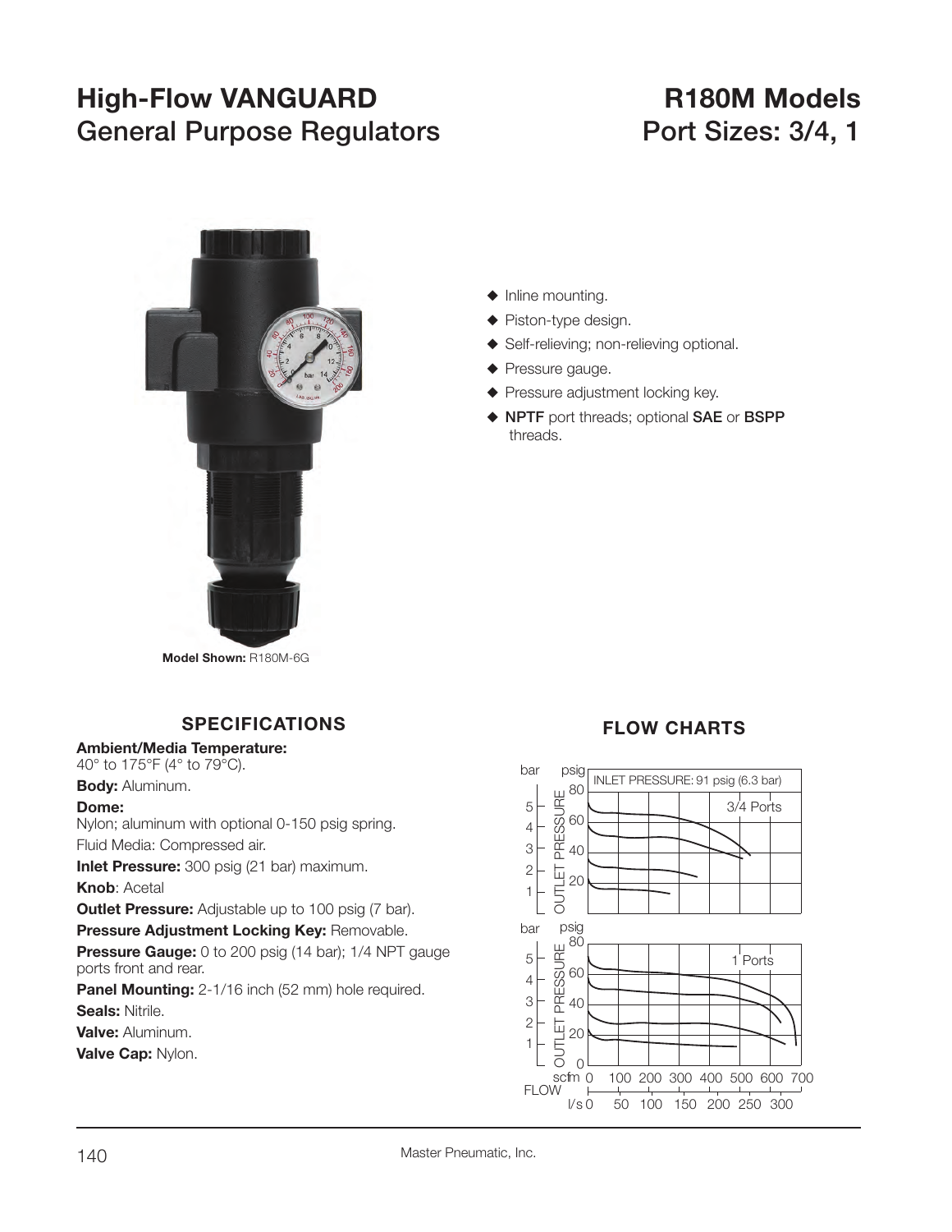# High-Flow VANGUARD General Purpose Regulators

# R180M Models Port Sizes: 3/4, 1

**Model Shown:** R180M-6G

- Inline mounting.
- Piston-type design.
- Self-relieving; non-relieving optional.
- Pressure gauge.
- Pressure adjustment locking key.
- **NPTF** port threads; optional **SAE** or **BSPP** threads.

## SPECIFICATIONS

**Ambient/Media Temperature:**
40° to 175°F (4° to 79°C).

**Body:** Aluminum.

**Dome:**
Nylon; aluminum with optional 0-150 psig spring.

Fluid Media: Compressed air.

**Inlet Pressure:** 300 psig (21 bar) maximum.

**Knob**: Acetal

**Outlet Pressure:** Adjustable up to 100 psig (7 bar).

**Pressure Adjustment Locking Key:** Removable.

**Pressure Gauge:** 0 to 200 psig (14 bar); 1/4 NPT gauge ports front and rear.

**Panel Mounting:** 2-1/16 inch (52 mm) hole required.

**Seals:** Nitrile.

**Valve:** Aluminum.

**Valve Cap:** Nylon.

## FLOW CHARTS

INLET PRESSURE: 91 psig (6.3 bar)

3/4 Ports

1 Ports

OUTLET PRESSURE (bar / psig)

FLOW (scfm / l/s)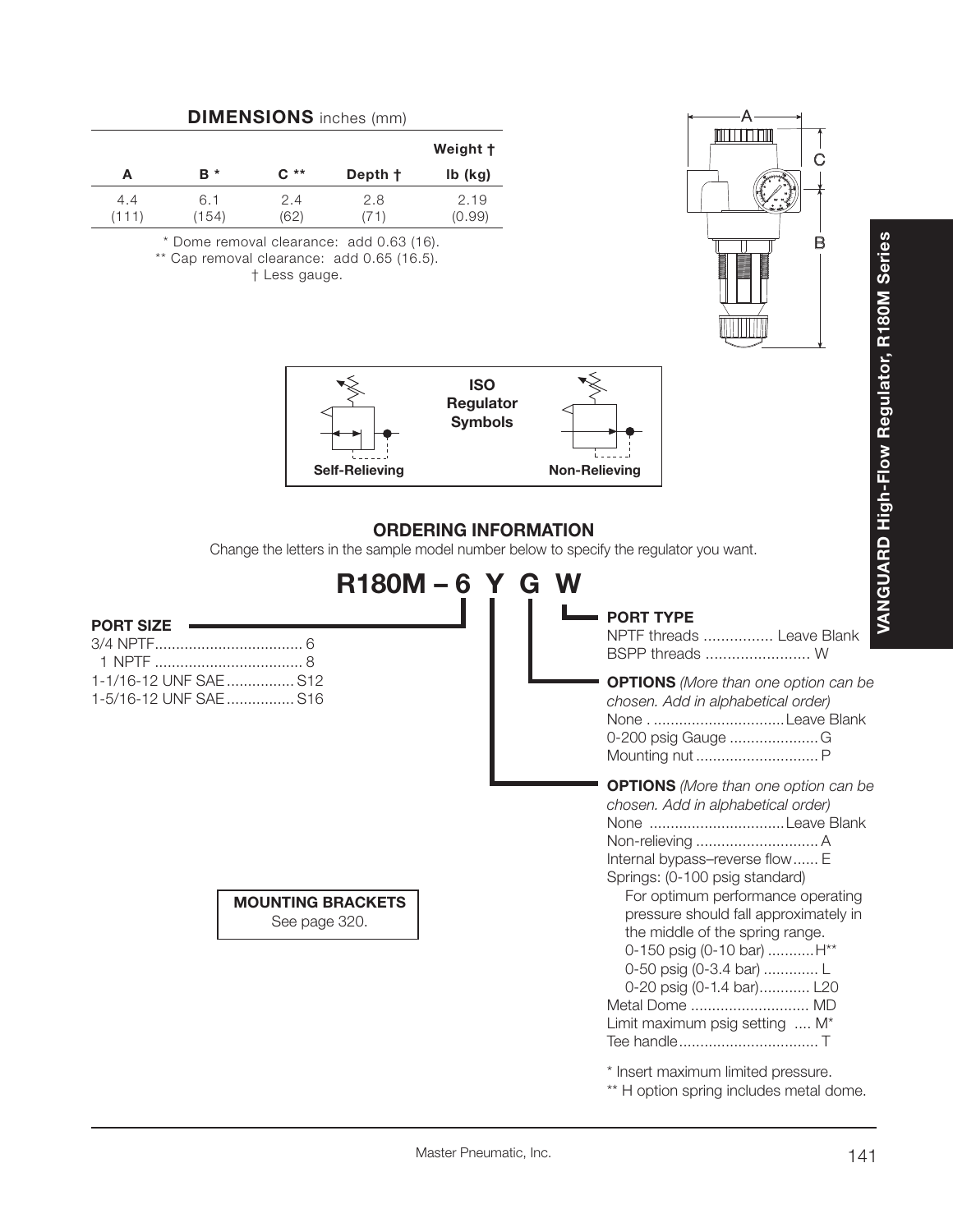## DIMENSIONS inches (mm)

| A | B * | C ** | Depth † | Weight † lb (kg) |
|---|---|---|---|---|
| 4.4 (111) | 6.1 (154) | 2.4 (62) | 2.8 (71) | 2.19 (0.99) |

\* Dome removal clearance: add 0.63 (16).
\*\* Cap removal clearance: add 0.65 (16.5).
† Less gauge.

A

C

B

**ISO Regulator Symbols**

Self-Relieving

Non-Relieving

## ORDERING INFORMATION

Change the letters in the sample model number below to specify the regulator you want.

# R180M – 6 Y G W

**PORT SIZE**
- 3/4 NPTF.................................. 6
- 1 NPTF .................................. 8
- 1-1/16-12 UNF SAE................ S12
- 1-5/16-12 UNF SAE................ S16

**PORT TYPE**
- NPTF threads ................ Leave Blank
- BSPP threads ........................ W

**OPTIONS** *(More than one option can be chosen. Add in alphabetical order)*
- None . ...............................Leave Blank
- 0-200 psig Gauge .....................G
- Mounting nut .............................P

**OPTIONS** *(More than one option can be chosen. Add in alphabetical order)*
- None ................................Leave Blank
- Non-relieving ............................. A
- Internal bypass–reverse flow...... E
- Springs: (0-100 psig standard)
  For optimum performance operating pressure should fall approximately in the middle of the spring range.
  - 0-150 psig (0-10 bar) ...........H**
  - 0-50 psig (0-3.4 bar) ............. L
  - 0-20 psig (0-1.4 bar)............ L20
- Metal Dome ............................ MD
- Limit maximum psig setting .... M*
- Tee handle................................. T

\* Insert maximum limited pressure.
\*\* H option spring includes metal dome.

**MOUNTING BRACKETS**
See page 320.